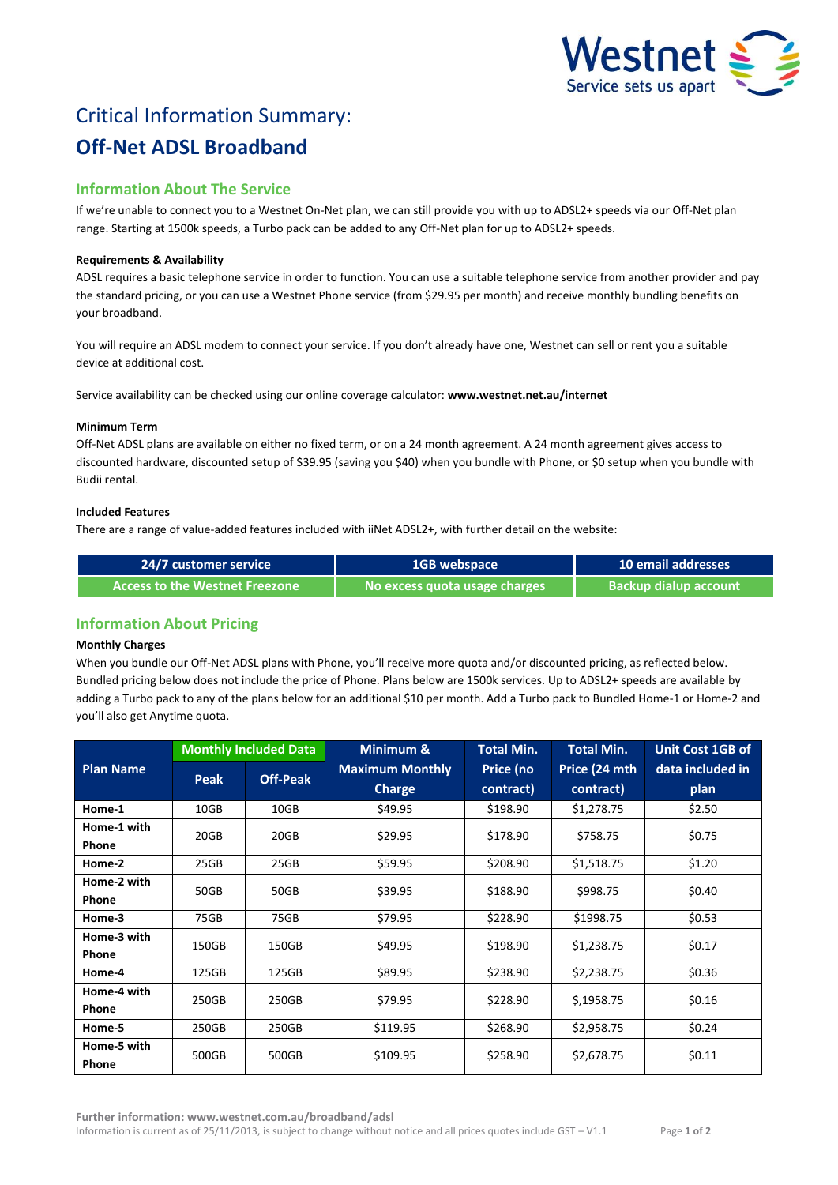Westnet
Service sets us apart

# Critical Information Summary:

# Off-Net ADSL Broadband

## Information About The Service

If we're unable to connect you to a Westnet On-Net plan, we can still provide you with up to ADSL2+ speeds via our Off-Net plan range. Starting at 1500k speeds, a Turbo pack can be added to any Off-Net plan for up to ADSL2+ speeds.

**Requirements & Availability**

ADSL requires a basic telephone service in order to function. You can use a suitable telephone service from another provider and pay the standard pricing, or you can use a Westnet Phone service (from $29.95 per month) and receive monthly bundling benefits on your broadband.

You will require an ADSL modem to connect your service. If you don't already have one, Westnet can sell or rent you a suitable device at additional cost.

Service availability can be checked using our online coverage calculator: **www.westnet.net.au/internet**

**Minimum Term**

Off-Net ADSL plans are available on either no fixed term, or on a 24 month agreement. A 24 month agreement gives access to discounted hardware, discounted setup of $39.95 (saving you $40) when you bundle with Phone, or $0 setup when you bundle with Budii rental.

**Included Features**

There are a range of value-added features included with iiNet ADSL2+, with further detail on the website:

| 24/7 customer service | 1GB webspace | 10 email addresses |
|---|---|---|
| Access to the Westnet Freezone | No excess quota usage charges | Backup dialup account |

## Information About Pricing

**Monthly Charges**

When you bundle our Off-Net ADSL plans with Phone, you'll receive more quota and/or discounted pricing, as reflected below. Bundled pricing below does not include the price of Phone. Plans below are 1500k services. Up to ADSL2+ speeds are available by adding a Turbo pack to any of the plans below for an additional $10 per month. Add a Turbo pack to Bundled Home-1 or Home-2 and you'll also get Anytime quota.

| Plan Name | Monthly Included Data | | Minimum & Maximum Monthly Charge | Total Min. Price (no contract) | Total Min. Price (24 mth contract) | Unit Cost 1GB of data included in plan |
|---|---|---|---|---|---|---|
| | Peak | Off-Peak | | | | |
| **Home-1** | 10GB | 10GB | $49.95 | $198.90 | $1,278.75 | $2.50 |
| **Home-1 with Phone** | 20GB | 20GB | $29.95 | $178.90 | $758.75 | $0.75 |
| **Home-2** | 25GB | 25GB | $59.95 | $208.90 | $1,518.75 | $1.20 |
| **Home-2 with Phone** | 50GB | 50GB | $39.95 | $188.90 | $998.75 | $0.40 |
| **Home-3** | 75GB | 75GB | $79.95 | $228.90 | $1998.75 | $0.53 |
| **Home-3 with Phone** | 150GB | 150GB | $49.95 | $198.90 | $1,238.75 | $0.17 |
| **Home-4** | 125GB | 125GB | $89.95 | $238.90 | $2,238.75 | $0.36 |
| **Home-4 with Phone** | 250GB | 250GB | $79.95 | $228.90 | $,1958.75 | $0.16 |
| **Home-5** | 250GB | 250GB | $119.95 | $268.90 | $2,958.75 | $0.24 |
| **Home-5 with Phone** | 500GB | 500GB | $109.95 | $258.90 | $2,678.75 | $0.11 |

**Further information: www.westnet.com.au/broadband/adsl**

Information is current as of 25/11/2013, is subject to change without notice and all prices quotes include GST – V1.1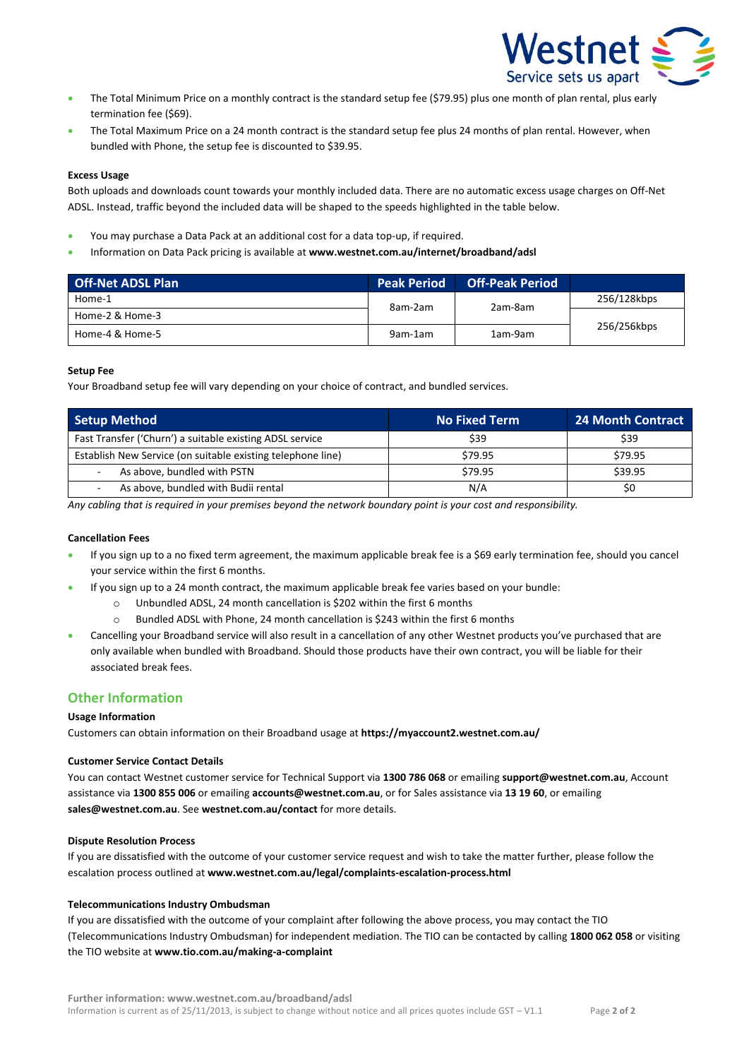- The Total Minimum Price on a monthly contract is the standard setup fee ($79.95) plus one month of plan rental, plus early termination fee ($69).
- The Total Maximum Price on a 24 month contract is the standard setup fee plus 24 months of plan rental. However, when bundled with Phone, the setup fee is discounted to $39.95.

**Excess Usage**

Both uploads and downloads count towards your monthly included data. There are no automatic excess usage charges on Off-Net ADSL. Instead, traffic beyond the included data will be shaped to the speeds highlighted in the table below.

- You may purchase a Data Pack at an additional cost for a data top-up, if required.
- Information on Data Pack pricing is available at **www.westnet.com.au/internet/broadband/adsl**

| Off-Net ADSL Plan | Peak Period | Off-Peak Period | |
|---|---|---|---|
| Home-1 | 8am-2am | 2am-8am | 256/128kbps |
| Home-2 & Home-3 | | | 256/256kbps |
| Home-4 & Home-5 | 9am-1am | 1am-9am | |

**Setup Fee**

Your Broadband setup fee will vary depending on your choice of contract, and bundled services.

| Setup Method | No Fixed Term | 24 Month Contract |
|---|---|---|
| Fast Transfer ('Churn') a suitable existing ADSL service | $39 | $39 |
| Establish New Service (on suitable existing telephone line) | $79.95 | $79.95 |
| - As above, bundled with PSTN | $79.95 | $39.95 |
| - As above, bundled with Budii rental | N/A | $0 |

*Any cabling that is required in your premises beyond the network boundary point is your cost and responsibility.*

**Cancellation Fees**

- If you sign up to a no fixed term agreement, the maximum applicable break fee is a $69 early termination fee, should you cancel your service within the first 6 months.
- If you sign up to a 24 month contract, the maximum applicable break fee varies based on your bundle:
  - Unbundled ADSL, 24 month cancellation is $202 within the first 6 months
  - Bundled ADSL with Phone, 24 month cancellation is $243 within the first 6 months
- Cancelling your Broadband service will also result in a cancellation of any other Westnet products you've purchased that are only available when bundled with Broadband. Should those products have their own contract, you will be liable for their associated break fees.

## Other Information

**Usage Information**

Customers can obtain information on their Broadband usage at **https://myaccount2.westnet.com.au/**

**Customer Service Contact Details**

You can contact Westnet customer service for Technical Support via **1300 786 068** or emailing **support@westnet.com.au**, Account assistance via **1300 855 006** or emailing **accounts@westnet.com.au**, or for Sales assistance via **13 19 60**, or emailing **sales@westnet.com.au**. See **westnet.com.au/contact** for more details.

**Dispute Resolution Process**

If you are dissatisfied with the outcome of your customer service request and wish to take the matter further, please follow the escalation process outlined at **www.westnet.com.au/legal/complaints-escalation-process.html**

**Telecommunications Industry Ombudsman**

If you are dissatisfied with the outcome of your complaint after following the above process, you may contact the TIO (Telecommunications Industry Ombudsman) for independent mediation. The TIO can be contacted by calling **1800 062 058** or visiting the TIO website at **www.tio.com.au/making-a-complaint**

**Further information: www.westnet.com.au/broadband/adsl**
Information is current as of 25/11/2013, is subject to change without notice and all prices quotes include GST – V1.1